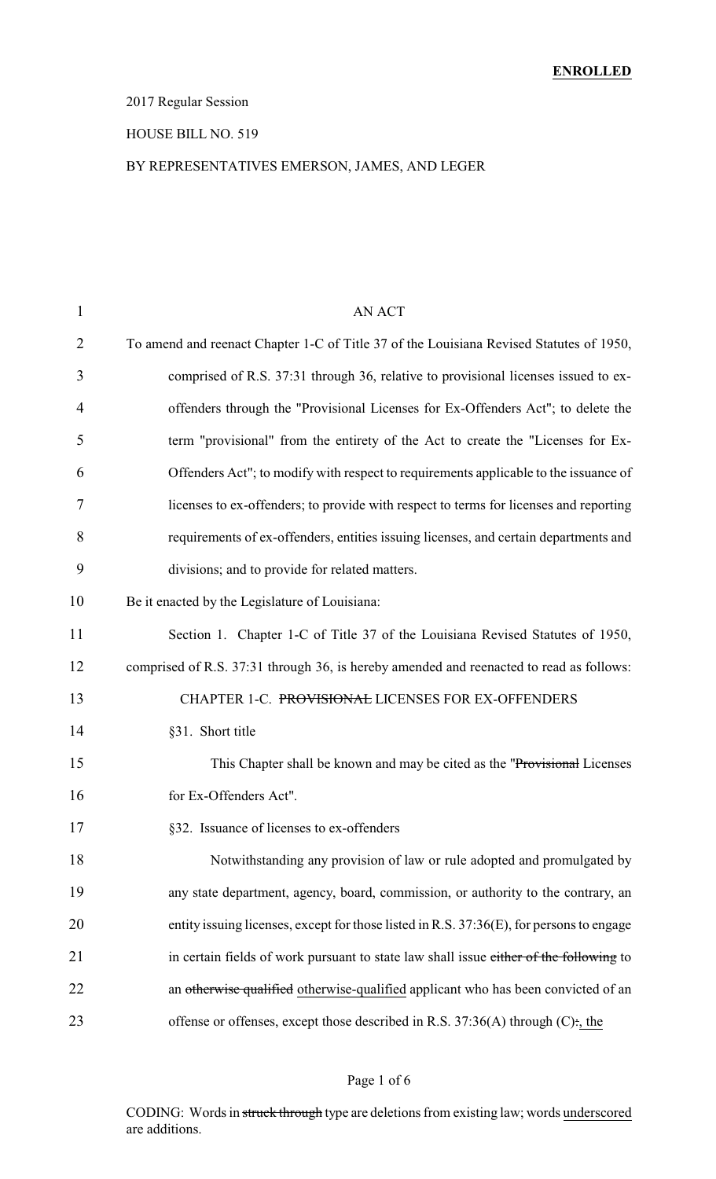**ENROLLED**

2017 Regular Session

HOUSE BILL NO. 519

BY REPRESENTATIVES EMERSON, JAMES, AND LEGER

AN ACT

To amend and reenact Chapter 1-C of Title 37 of the Louisiana Revised Statutes of 1950, comprised of R.S. 37:31 through 36, relative to provisional licenses issued to ex-offenders through the "Provisional Licenses for Ex-Offenders Act"; to delete the term "provisional" from the entirety of the Act to create the "Licenses for Ex-Offenders Act"; to modify with respect to requirements applicable to the issuance of licenses to ex-offenders; to provide with respect to terms for licenses and reporting requirements of ex-offenders, entities issuing licenses, and certain departments and divisions; and to provide for related matters.

Be it enacted by the Legislature of Louisiana:

Section 1. Chapter 1-C of Title 37 of the Louisiana Revised Statutes of 1950, comprised of R.S. 37:31 through 36, is hereby amended and reenacted to read as follows:

CHAPTER 1-C. ~~PROVISIONAL~~ LICENSES FOR EX-OFFENDERS

§31. Short title

This Chapter shall be known and may be cited as the "~~Provisional~~ Licenses for Ex-Offenders Act".

§32. Issuance of licenses to ex-offenders

Notwithstanding any provision of law or rule adopted and promulgated by any state department, agency, board, commission, or authority to the contrary, an entity issuing licenses, except for those listed in R.S. 37:36(E), for persons to engage in certain fields of work pursuant to state law shall issue ~~either of the following~~ to an ~~otherwise qualified~~ <u>otherwise-qualified</u> applicant who has been convicted of an offense or offenses, except those described in R.S. 37:36(A) through (C)~~:~~<u>, the</u>

CODING: Words in ~~struck through~~ type are deletions from existing law; words <u>underscored</u> are additions.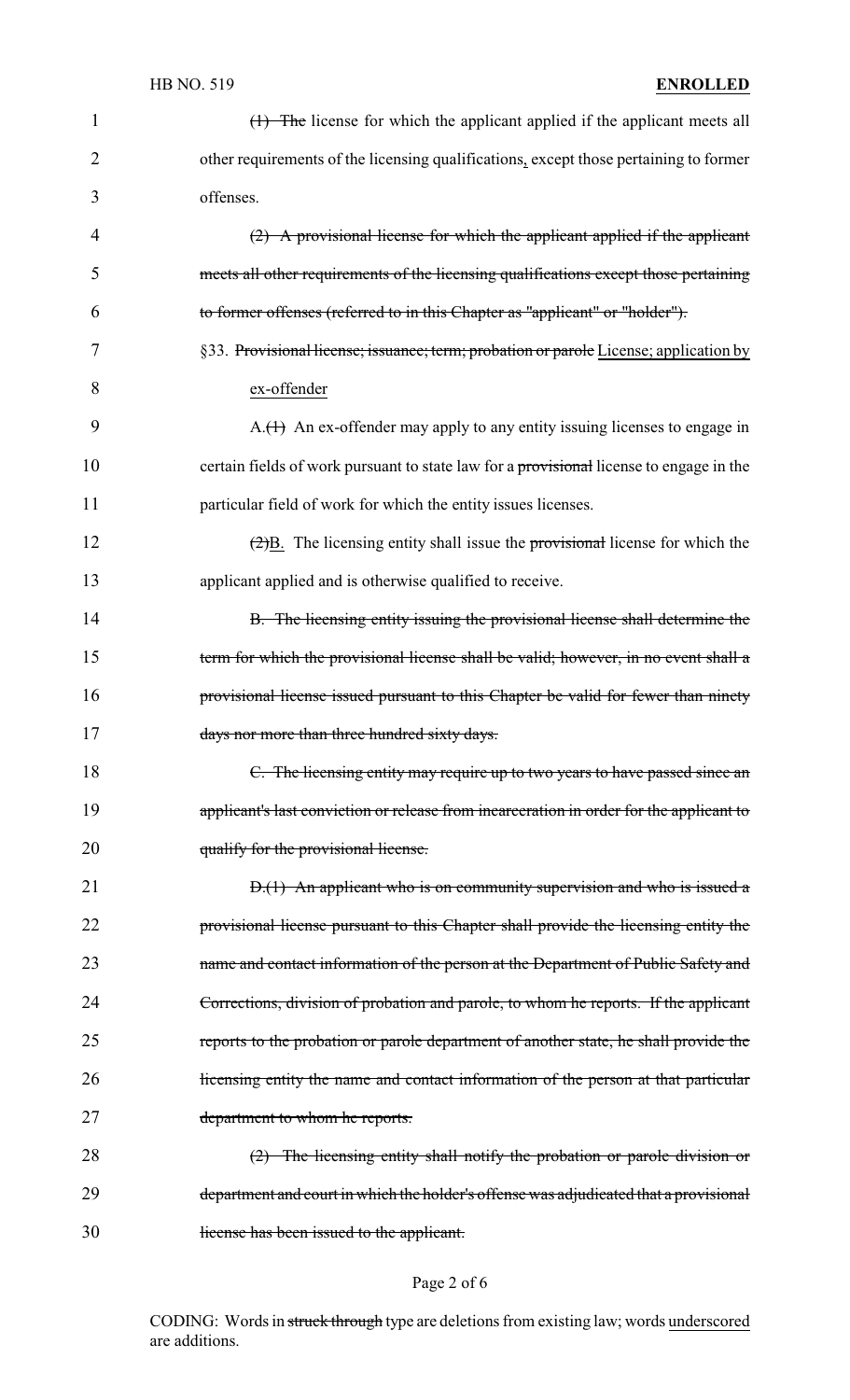~~(1) The~~ license for which the applicant applied if the applicant meets all other requirements of the licensing qualifications<u>,</u> except those pertaining to former offenses.

~~(2) A provisional license for which the applicant applied if the applicant meets all other requirements of the licensing qualifications except those pertaining to former offenses (referred to in this Chapter as "applicant" or "holder").~~

§33. ~~Provisional license; issuance; term; probation or parole~~ <u>License; application by ex-offender</u>

A.~~(1)~~ An ex-offender may apply to any entity issuing licenses to engage in certain fields of work pursuant to state law for a ~~provisional~~ license to engage in the particular field of work for which the entity issues licenses.

~~(2)~~<u>B.</u> The licensing entity shall issue the ~~provisional~~ license for which the applicant applied and is otherwise qualified to receive.

~~B. The licensing entity issuing the provisional license shall determine the term for which the provisional license shall be valid; however, in no event shall a provisional license issued pursuant to this Chapter be valid for fewer than ninety days nor more than three hundred sixty days.~~

~~C. The licensing entity may require up to two years to have passed since an applicant's last conviction or release from incarceration in order for the applicant to qualify for the provisional license.~~

~~D.(1) An applicant who is on community supervision and who is issued a provisional license pursuant to this Chapter shall provide the licensing entity the name and contact information of the person at the Department of Public Safety and Corrections, division of probation and parole, to whom he reports. If the applicant reports to the probation or parole department of another state, he shall provide the licensing entity the name and contact information of the person at that particular department to whom he reports.~~

~~(2) The licensing entity shall notify the probation or parole division or department and court in which the holder's offense was adjudicated that a provisional license has been issued to the applicant.~~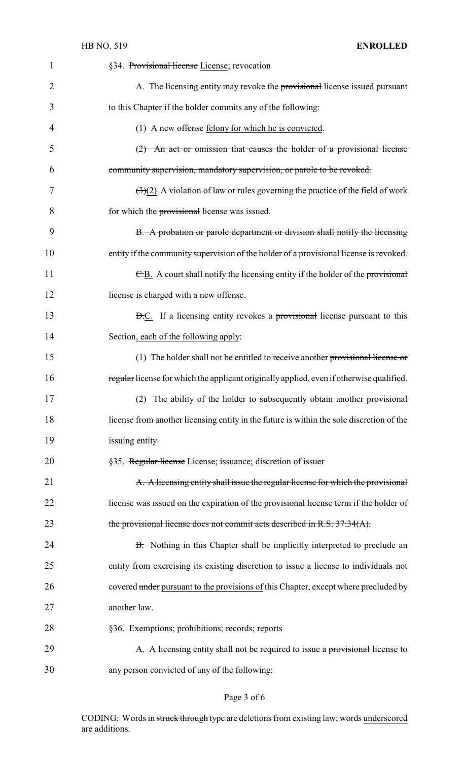§34. ~~Provisional license~~ License; revocation

A. The licensing entity may revoke the ~~provisional~~ license issued pursuant to this Chapter if the holder commits any of the following:

(1) A new ~~offense~~ felony for which he is convicted.

~~(2) An act or omission that causes the holder of a provisional license community supervision, mandatory supervision, or parole to be revoked.~~

~~(3)~~(2) A violation of law or rules governing the practice of the field of work for which the ~~provisional~~ license was issued.

~~B. A probation or parole department or division shall notify the licensing entity if the community supervision of the holder of a provisional license is revoked.~~

~~C.~~B. A court shall notify the licensing entity if the holder of the ~~provisional~~ license is charged with a new offense.

~~D.~~C. If a licensing entity revokes a ~~provisional~~ license pursuant to this Section, each of the following apply:

(1) The holder shall not be entitled to receive another ~~provisional license or regular~~ license for which the applicant originally applied, even if otherwise qualified.

(2) The ability of the holder to subsequently obtain another ~~provisional~~ license from another licensing entity in the future is within the sole discretion of the issuing entity.

§35. ~~Regular license~~ License; issuance; discretion of issuer

~~A. A licensing entity shall issue the regular license for which the provisional license was issued on the expiration of the provisional license term if the holder of the provisional license does not commit acts described in R.S. 37:34(A).~~

~~B.~~ Nothing in this Chapter shall be implicitly interpreted to preclude an entity from exercising its existing discretion to issue a license to individuals not covered ~~under~~ pursuant to the provisions of this Chapter, except where precluded by another law.

§36. Exemptions; prohibitions; records; reports

A. A licensing entity shall not be required to issue a ~~provisional~~ license to any person convicted of any of the following: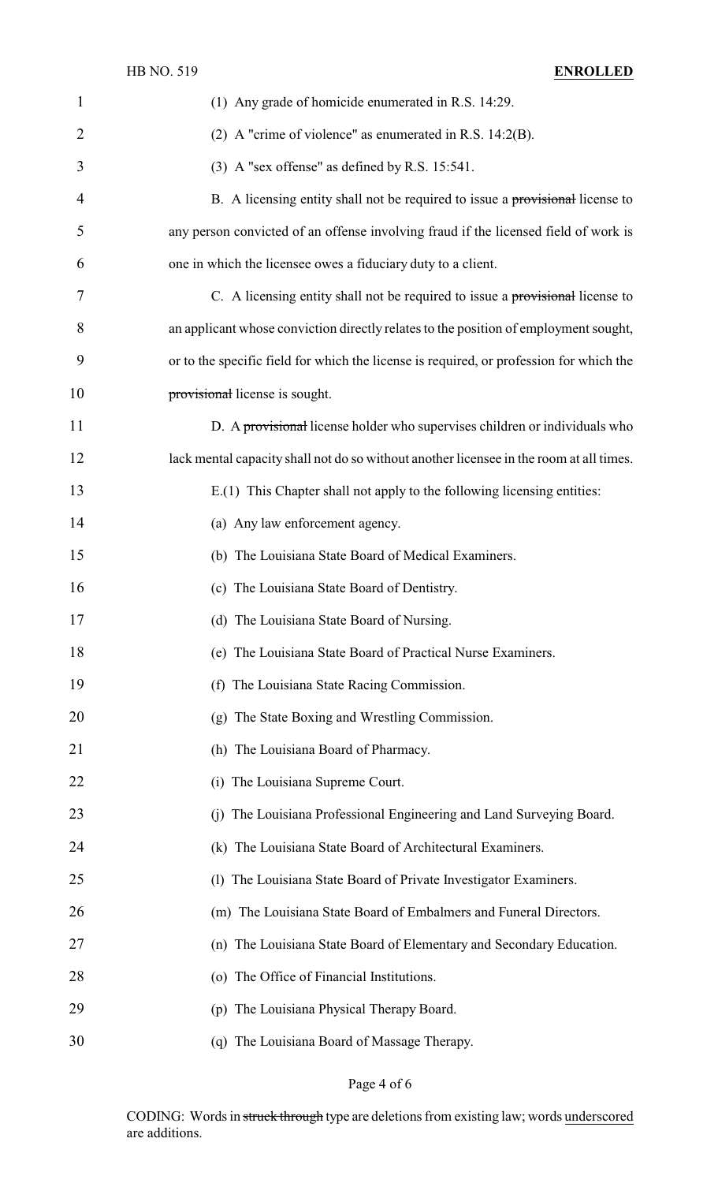(1) Any grade of homicide enumerated in R.S. 14:29.

(2) A "crime of violence" as enumerated in R.S. 14:2(B).

(3) A "sex offense" as defined by R.S. 15:541.

B. A licensing entity shall not be required to issue a ~~provisional~~ license to any person convicted of an offense involving fraud if the licensed field of work is one in which the licensee owes a fiduciary duty to a client.

C. A licensing entity shall not be required to issue a ~~provisional~~ license to an applicant whose conviction directly relates to the position of employment sought, or to the specific field for which the license is required, or profession for which the ~~provisional~~ license is sought.

D. A ~~provisional~~ license holder who supervises children or individuals who lack mental capacity shall not do so without another licensee in the room at all times.

E.(1) This Chapter shall not apply to the following licensing entities:

(a) Any law enforcement agency.

(b) The Louisiana State Board of Medical Examiners.

(c) The Louisiana State Board of Dentistry.

(d) The Louisiana State Board of Nursing.

(e) The Louisiana State Board of Practical Nurse Examiners.

(f) The Louisiana State Racing Commission.

(g) The State Boxing and Wrestling Commission.

(h) The Louisiana Board of Pharmacy.

(i) The Louisiana Supreme Court.

(j) The Louisiana Professional Engineering and Land Surveying Board.

(k) The Louisiana State Board of Architectural Examiners.

(l) The Louisiana State Board of Private Investigator Examiners.

(m) The Louisiana State Board of Embalmers and Funeral Directors.

(n) The Louisiana State Board of Elementary and Secondary Education.

(o) The Office of Financial Institutions.

(p) The Louisiana Physical Therapy Board.

(q) The Louisiana Board of Massage Therapy.

CODING: Words in ~~struck through~~ type are deletions from existing law; words underscored are additions.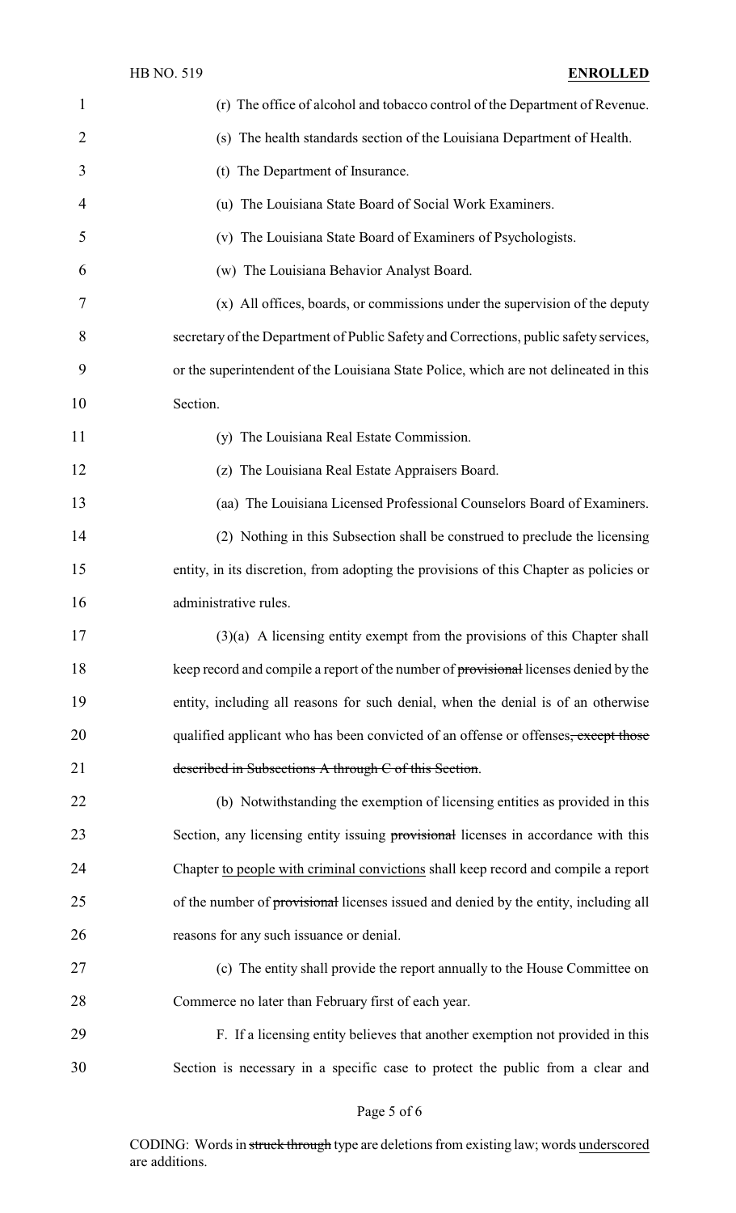(r) The office of alcohol and tobacco control of the Department of Revenue.

(s) The health standards section of the Louisiana Department of Health.

(t) The Department of Insurance.

(u) The Louisiana State Board of Social Work Examiners.

(v) The Louisiana State Board of Examiners of Psychologists.

(w) The Louisiana Behavior Analyst Board.

(x) All offices, boards, or commissions under the supervision of the deputy secretary of the Department of Public Safety and Corrections, public safety services, or the superintendent of the Louisiana State Police, which are not delineated in this Section.

(y) The Louisiana Real Estate Commission.

(z) The Louisiana Real Estate Appraisers Board.

(aa) The Louisiana Licensed Professional Counselors Board of Examiners.

(2) Nothing in this Subsection shall be construed to preclude the licensing entity, in its discretion, from adopting the provisions of this Chapter as policies or administrative rules.

(3)(a) A licensing entity exempt from the provisions of this Chapter shall keep record and compile a report of the number of ~~provisional~~ licenses denied by the entity, including all reasons for such denial, when the denial is of an otherwise qualified applicant who has been convicted of an offense or offenses~~, except those described in Subsections A through C of this Section~~.

(b) Notwithstanding the exemption of licensing entities as provided in this Section, any licensing entity issuing ~~provisional~~ licenses in accordance with this Chapter <u>to people with criminal convictions</u> shall keep record and compile a report of the number of ~~provisional~~ licenses issued and denied by the entity, including all reasons for any such issuance or denial.

(c) The entity shall provide the report annually to the House Committee on Commerce no later than February first of each year.

F. If a licensing entity believes that another exemption not provided in this Section is necessary in a specific case to protect the public from a clear and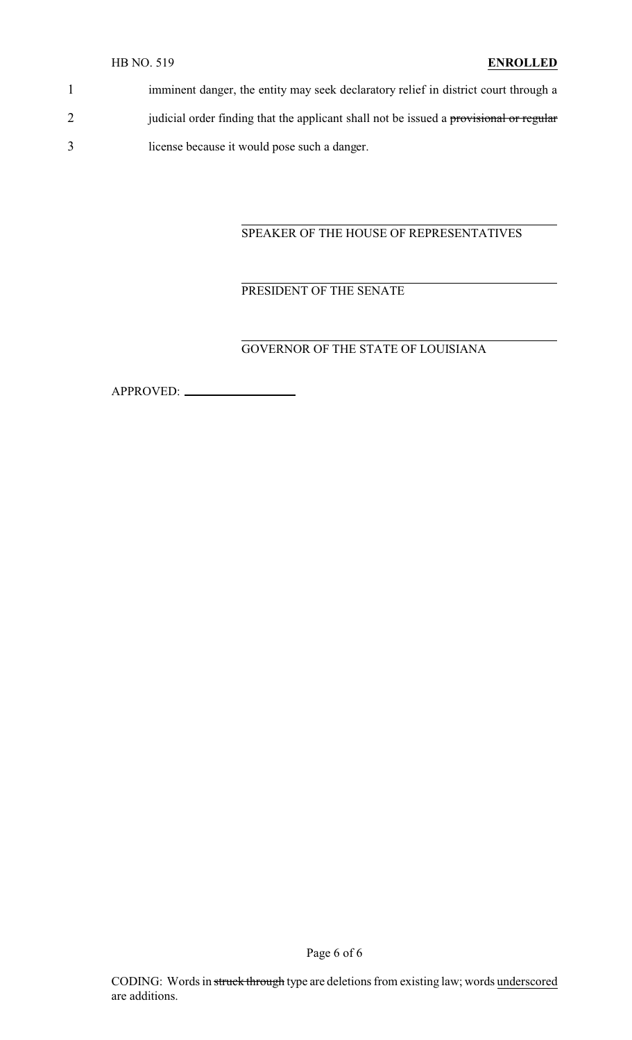imminent danger, the entity may seek declaratory relief in district court through a judicial order finding that the applicant shall not be issued a ~~provisional or regular~~ license because it would pose such a danger.

SPEAKER OF THE HOUSE OF REPRESENTATIVES

PRESIDENT OF THE SENATE

GOVERNOR OF THE STATE OF LOUISIANA

APPROVED: ____________________

CODING: Words in ~~struck through~~ type are deletions from existing law; words <u>underscored</u> are additions.